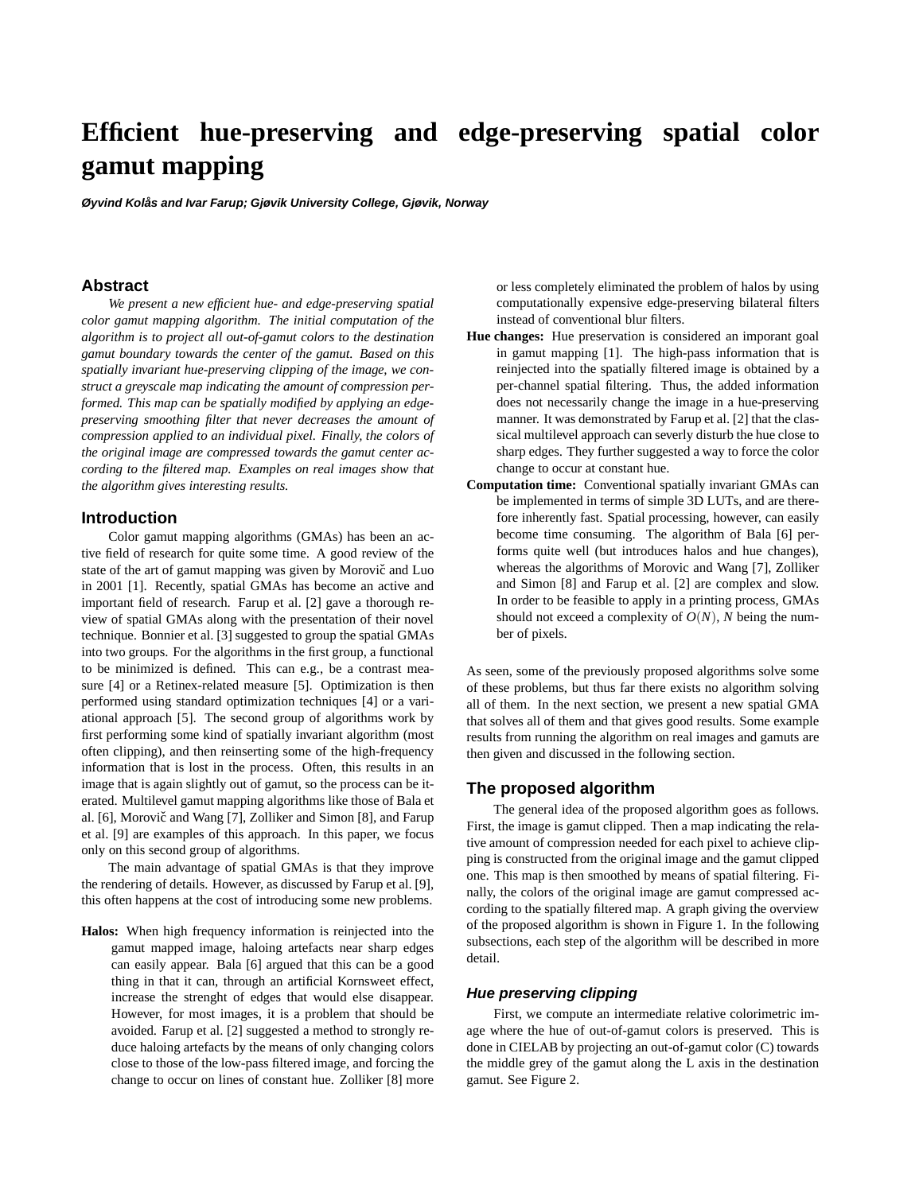# Efficient hue-preserving and edge-preserving spatial color gamut mapping

***Øyvind Kolås and Ivar Farup; Gjøvik University College, Gjøvik, Norway***

## Abstract

*We present a new efficient hue- and edge-preserving spatial color gamut mapping algorithm. The initial computation of the algorithm is to project all out-of-gamut colors to the destination gamut boundary towards the center of the gamut. Based on this spatially invariant hue-preserving clipping of the image, we construct a greyscale map indicating the amount of compression performed. This map can be spatially modified by applying an edge-preserving smoothing filter that never decreases the amount of compression applied to an individual pixel. Finally, the colors of the original image are compressed towards the gamut center according to the filtered map. Examples on real images show that the algorithm gives interesting results.*

## Introduction

Color gamut mapping algorithms (GMAs) has been an active field of research for quite some time. A good review of the state of the art of gamut mapping was given by Morovič and Luo in 2001 [1]. Recently, spatial GMAs has become an active and important field of research. Farup et al. [2] gave a thorough review of spatial GMAs along with the presentation of their novel technique. Bonnier et al. [3] suggested to group the spatial GMAs into two groups. For the algorithms in the first group, a functional to be minimized is defined. This can e.g., be a contrast measure [4] or a Retinex-related measure [5]. Optimization is then performed using standard optimization techniques [4] or a variational approach [5]. The second group of algorithms work by first performing some kind of spatially invariant algorithm (most often clipping), and then reinserting some of the high-frequency information that is lost in the process. Often, this results in an image that is again slightly out of gamut, so the process can be iterated. Multilevel gamut mapping algorithms like those of Bala et al. [6], Morovič and Wang [7], Zolliker and Simon [8], and Farup et al. [9] are examples of this approach. In this paper, we focus only on this second group of algorithms.

The main advantage of spatial GMAs is that they improve the rendering of details. However, as discussed by Farup et al. [9], this often happens at the cost of introducing some new problems.

**Halos:** When high frequency information is reinjected into the gamut mapped image, haloing artefacts near sharp edges can easily appear. Bala [6] argued that this can be a good thing in that it can, through an artificial Kornsweet effect, increase the strenght of edges that would else disappear. However, for most images, it is a problem that should be avoided. Farup et al. [2] suggested a method to strongly reduce haloing artefacts by the means of only changing colors close to those of the low-pass filtered image, and forcing the change to occur on lines of constant hue. Zolliker [8] more or less completely eliminated the problem of halos by using computationally expensive edge-preserving bilateral filters instead of conventional blur filters.

**Hue changes:** Hue preservation is considered an imporant goal in gamut mapping [1]. The high-pass information that is reinjected into the spatially filtered image is obtained by a per-channel spatial filtering. Thus, the added information does not necessarily change the image in a hue-preserving manner. It was demonstrated by Farup et al. [2] that the classical multilevel approach can severly disturb the hue close to sharp edges. They further suggested a way to force the color change to occur at constant hue.

**Computation time:** Conventional spatially invariant GMAs can be implemented in terms of simple 3D LUTs, and are therefore inherently fast. Spatial processing, however, can easily become time consuming. The algorithm of Bala [6] performs quite well (but introduces halos and hue changes), whereas the algorithms of Morovic and Wang [7], Zolliker and Simon [8] and Farup et al. [2] are complex and slow. In order to be feasible to apply in a printing process, GMAs should not exceed a complexity of $O(N)$, $N$ being the number of pixels.

As seen, some of the previously proposed algorithms solve some of these problems, but thus far there exists no algorithm solving all of them. In the next section, we present a new spatial GMA that solves all of them and that gives good results. Some example results from running the algorithm on real images and gamuts are then given and discussed in the following section.

## The proposed algorithm

The general idea of the proposed algorithm goes as follows. First, the image is gamut clipped. Then a map indicating the relative amount of compression needed for each pixel to achieve clipping is constructed from the original image and the gamut clipped one. This map is then smoothed by means of spatial filtering. Finally, the colors of the original image are gamut compressed according to the spatially filtered map. A graph giving the overview of the proposed algorithm is shown in Figure 1. In the following subsections, each step of the algorithm will be described in more detail.

### *Hue preserving clipping*

First, we compute an intermediate relative colorimetric image where the hue of out-of-gamut colors is preserved. This is done in CIELAB by projecting an out-of-gamut color (C) towards the middle grey of the gamut along the L axis in the destination gamut. See Figure 2.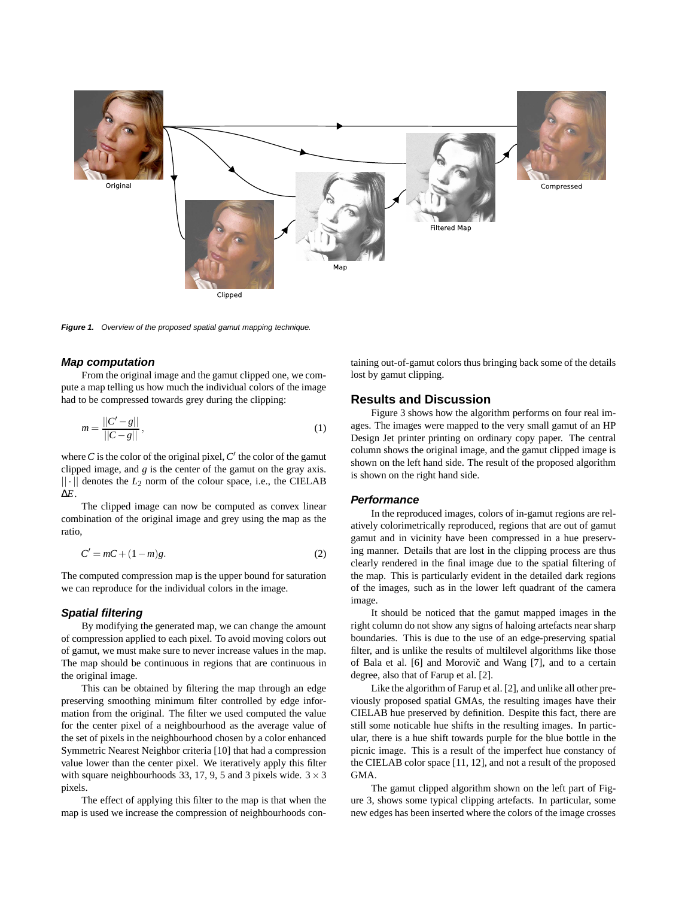Figure 1. Overview of the proposed spatial gamut mapping technique.

### Map computation

From the original image and the gamut clipped one, we compute a map telling us how much the individual colors of the image had to be compressed towards grey during the clipping:

$$m = \frac{||C' - g||}{||C - g||}, \tag{1}$$

where $C$ is the color of the original pixel, $C'$ the color of the gamut clipped image, and $g$ is the center of the gamut on the gray axis. $||\cdot||$ denotes the $L_2$ norm of the colour space, i.e., the CIELAB $\Delta E$.

The clipped image can now be computed as convex linear combination of the original image and grey using the map as the ratio,

$$C' = mC + (1 - m)g. \tag{2}$$

The computed compression map is the upper bound for saturation we can reproduce for the individual colors in the image.

### Spatial filtering

By modifying the generated map, we can change the amount of compression applied to each pixel. To avoid moving colors out of gamut, we must make sure to never increase values in the map. The map should be continuous in regions that are continuous in the original image.

This can be obtained by filtering the map through an edge preserving smoothing minimum filter controlled by edge information from the original. The filter we used computed the value for the center pixel of a neighbourhood as the average value of the set of pixels in the neighbourhood chosen by a color enhanced Symmetric Nearest Neighbor criteria [10] that had a compression value lower than the center pixel. We iteratively apply this filter with square neighbourhoods 33, 17, 9, 5 and 3 pixels wide. $3 \times 3$ pixels.

The effect of applying this filter to the map is that when the map is used we increase the compression of neighbourhoods containing out-of-gamut colors thus bringing back some of the details lost by gamut clipping.

## Results and Discussion

Figure 3 shows how the algorithm performs on four real images. The images were mapped to the very small gamut of an HP Design Jet printer printing on ordinary copy paper. The central column shows the original image, and the gamut clipped image is shown on the left hand side. The result of the proposed algorithm is shown on the right hand side.

### Performance

In the reproduced images, colors of in-gamut regions are relatively colorimetrically reproduced, regions that are out of gamut gamut and in vicinity have been compressed in a hue preserving manner. Details that are lost in the clipping process are thus clearly rendered in the final image due to the spatial filtering of the map. This is particularly evident in the detailed dark regions of the images, such as in the lower left quadrant of the camera image.

It should be noticed that the gamut mapped images in the right column do not show any signs of haloing artefacts near sharp boundaries. This is due to the use of an edge-preserving spatial filter, and is unlike the results of multilevel algorithms like those of Bala et al. [6] and Morovič and Wang [7], and to a certain degree, also that of Farup et al. [2].

Like the algorithm of Farup et al. [2], and unlike all other previously proposed spatial GMAs, the resulting images have their CIELAB hue preserved by definition. Despite this fact, there are still some noticable hue shifts in the resulting images. In particular, there is a hue shift towards purple for the blue bottle in the picnic image. This is a result of the imperfect hue constancy of the CIELAB color space [11, 12], and not a result of the proposed GMA.

The gamut clipped algorithm shown on the left part of Figure 3, shows some typical clipping artefacts. In particular, some new edges has been inserted where the colors of the image crosses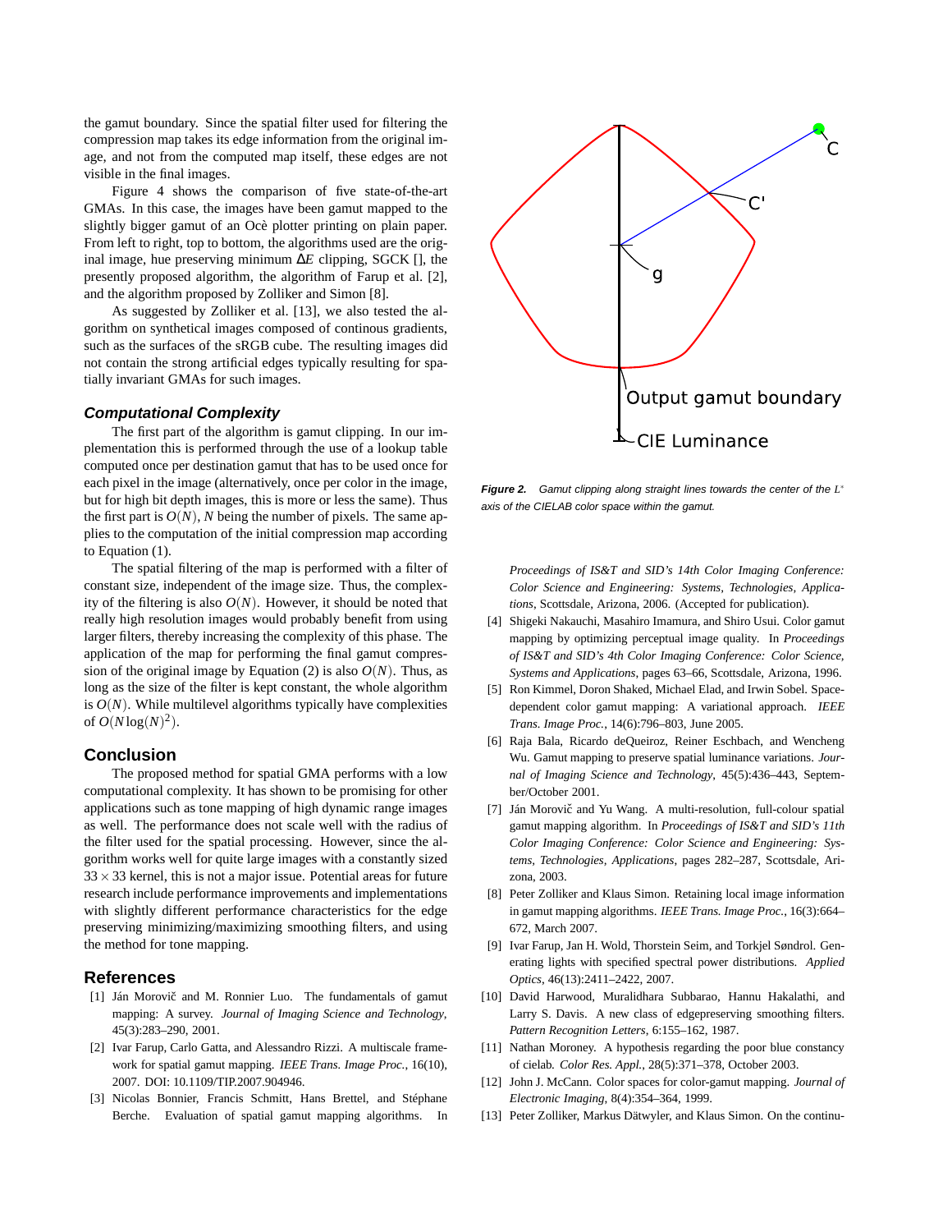the gamut boundary. Since the spatial filter used for filtering the compression map takes its edge information from the original image, and not from the computed map itself, these edges are not visible in the final images.

Figure 4 shows the comparison of five state-of-the-art GMAs. In this case, the images have been gamut mapped to the slightly bigger gamut of an Océ plotter printing on plain paper. From left to right, top to bottom, the algorithms used are the original image, hue preserving minimum $\Delta E$ clipping, SGCK [], the presently proposed algorithm, the algorithm of Farup et al. [2], and the algorithm proposed by Zolliker and Simon [8].

As suggested by Zolliker et al. [13], we also tested the algorithm on synthetical images composed of continous gradients, such as the surfaces of the sRGB cube. The resulting images did not contain the strong artificial edges typically resulting for spatially invariant GMAs for such images.

### *Computational Complexity*

The first part of the algorithm is gamut clipping. In our implementation this is performed through the use of a lookup table computed once per destination gamut that has to be used once for each pixel in the image (alternatively, once per color in the image, but for high bit depth images, this is more or less the same). Thus the first part is $O(N)$, $N$ being the number of pixels. The same applies to the computation of the initial compression map according to Equation (1).

The spatial filtering of the map is performed with a filter of constant size, independent of the image size. Thus, the complexity of the filtering is also $O(N)$. However, it should be noted that really high resolution images would probably benefit from using larger filters, thereby increasing the complexity of this phase. The application of the map for performing the final gamut compression of the original image by Equation (2) is also $O(N)$. Thus, as long as the size of the filter is kept constant, the whole algorithm is $O(N)$. While multilevel algorithms typically have complexities of $O(N\log(N)^2)$.

## Conclusion

The proposed method for spatial GMA performs with a low computational complexity. It has shown to be promising for other applications such as tone mapping of high dynamic range images as well. The performance does not scale well with the radius of the filter used for the spatial processing. However, since the algorithm works well for quite large images with a constantly sized $33 \times 33$ kernel, this is not a major issue. Potential areas for future research include performance improvements and implementations with slightly different performance characteristics for the edge preserving minimizing/maximizing smoothing filters, and using the method for tone mapping.

## References

[1] Ján Morovič and M. Ronnier Luo. The fundamentals of gamut mapping: A survey. *Journal of Imaging Science and Technology*, 45(3):283–290, 2001.

[2] Ivar Farup, Carlo Gatta, and Alessandro Rizzi. A multiscale framework for spatial gamut mapping. *IEEE Trans. Image Proc.*, 16(10), 2007. DOI: 10.1109/TIP.2007.904946.

[3] Nicolas Bonnier, Francis Schmitt, Hans Brettel, and Stéphane Berche. Evaluation of spatial gamut mapping algorithms. In *Proceedings of IS&T and SID's 14th Color Imaging Conference: Color Science and Engineering: Systems, Technologies, Applications*, Scottsdale, Arizona, 2006. (Accepted for publication).

[4] Shigeki Nakauchi, Masahiro Imamura, and Shiro Usui. Color gamut mapping by optimizing perceptual image quality. In *Proceedings of IS&T and SID's 4th Color Imaging Conference: Color Science, Systems and Applications*, pages 63–66, Scottsdale, Arizona, 1996.

[5] Ron Kimmel, Doron Shaked, Michael Elad, and Irwin Sobel. Space-dependent color gamut mapping: A variational approach. *IEEE Trans. Image Proc.*, 14(6):796–803, June 2005.

[6] Raja Bala, Ricardo deQueiroz, Reiner Eschbach, and Wencheng Wu. Gamut mapping to preserve spatial luminance variations. *Journal of Imaging Science and Technology*, 45(5):436–443, September/October 2001.

[7] Ján Morovič and Yu Wang. A multi-resolution, full-colour spatial gamut mapping algorithm. In *Proceedings of IS&T and SID's 11th Color Imaging Conference: Color Science and Engineering: Systems, Technologies, Applications*, pages 282–287, Scottsdale, Arizona, 2003.

[8] Peter Zolliker and Klaus Simon. Retaining local image information in gamut mapping algorithms. *IEEE Trans. Image Proc.*, 16(3):664–672, March 2007.

[9] Ivar Farup, Jan H. Wold, Thorstein Seim, and Torkjel Søndrol. Generating lights with specified spectral power distributions. *Applied Optics*, 46(13):2411–2422, 2007.

[10] David Harwood, Muralidhara Subbarao, Hannu Hakalathi, and Larry S. Davis. A new class of edgepreserving smoothing filters. *Pattern Recognition Letters*, 6:155–162, 1987.

[11] Nathan Moroney. A hypothesis regarding the poor blue constancy of cielab. *Color Res. Appl.*, 28(5):371–378, October 2003.

[12] John J. McCann. Color spaces for color-gamut mapping. *Journal of Electronic Imaging*, 8(4):354–364, 1999.

[13] Peter Zolliker, Markus Dätwyler, and Klaus Simon. On the continu-

*Figure 2. Gamut clipping along straight lines towards the center of the $L^*$ axis of the CIELAB color space within the gamut.*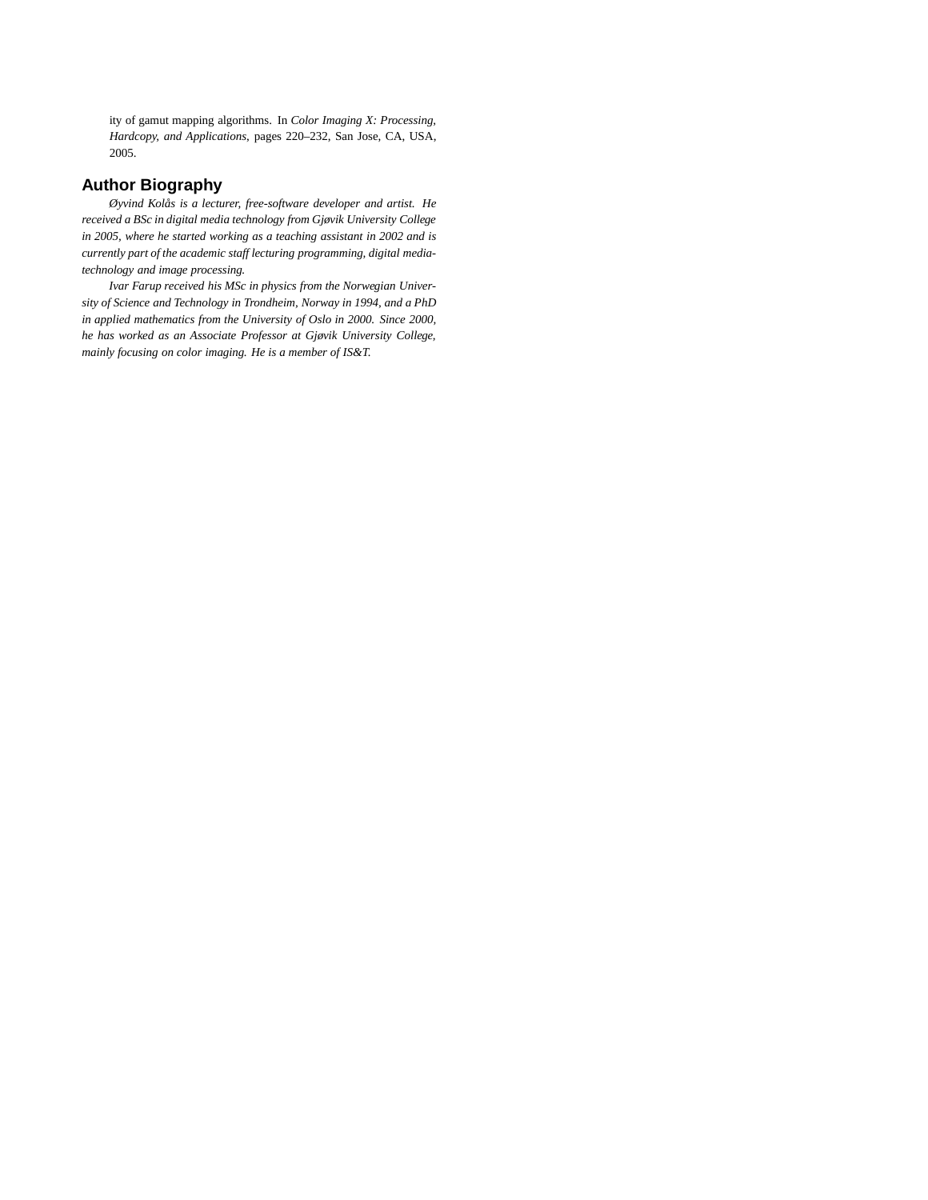ity of gamut mapping algorithms. In *Color Imaging X: Processing, Hardcopy, and Applications*, pages 220–232, San Jose, CA, USA, 2005.

## Author Biography

*Øyvind Kolås is a lecturer, free-software developer and artist. He received a BSc in digital media technology from Gjøvik University College in 2005, where he started working as a teaching assistant in 2002 and is currently part of the academic staff lecturing programming, digital media-technology and image processing.*

*Ivar Farup received his MSc in physics from the Norwegian University of Science and Technology in Trondheim, Norway in 1994, and a PhD in applied mathematics from the University of Oslo in 2000. Since 2000, he has worked as an Associate Professor at Gjøvik University College, mainly focusing on color imaging. He is a member of IS&T.*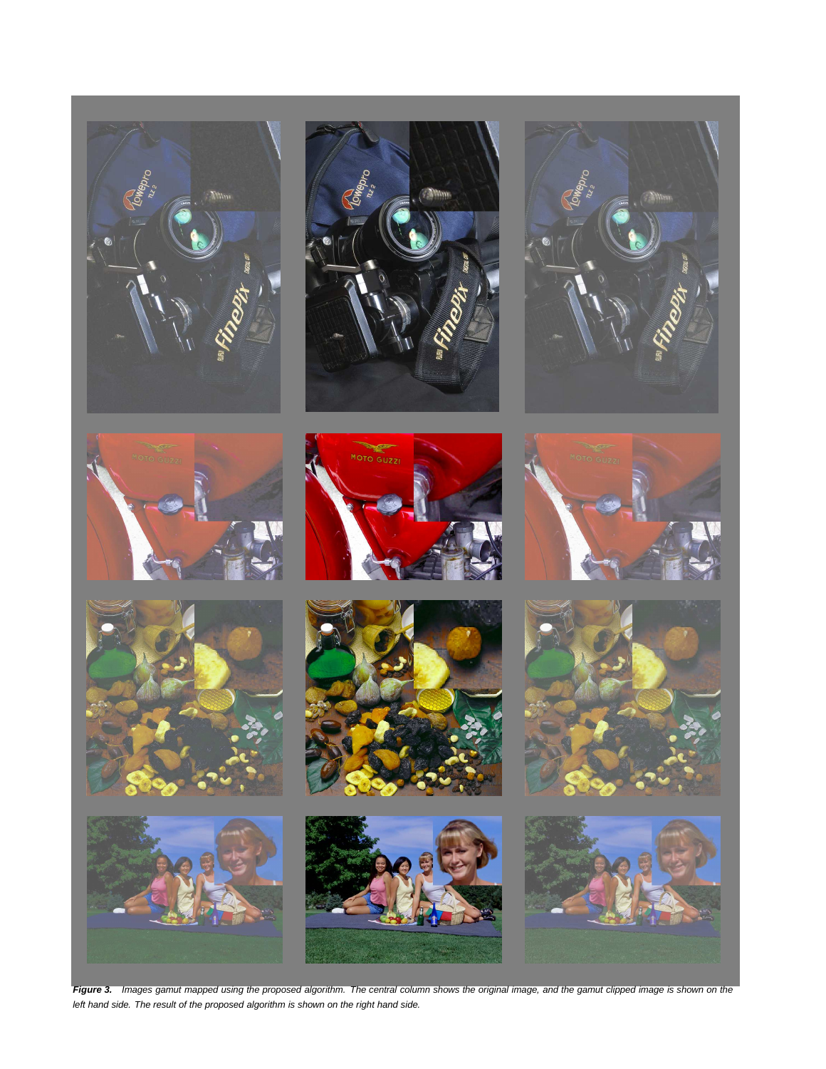***Figure 3.*** *Images gamut mapped using the proposed algorithm. The central column shows the original image, and the gamut clipped image is shown on the left hand side. The result of the proposed algorithm is shown on the right hand side.*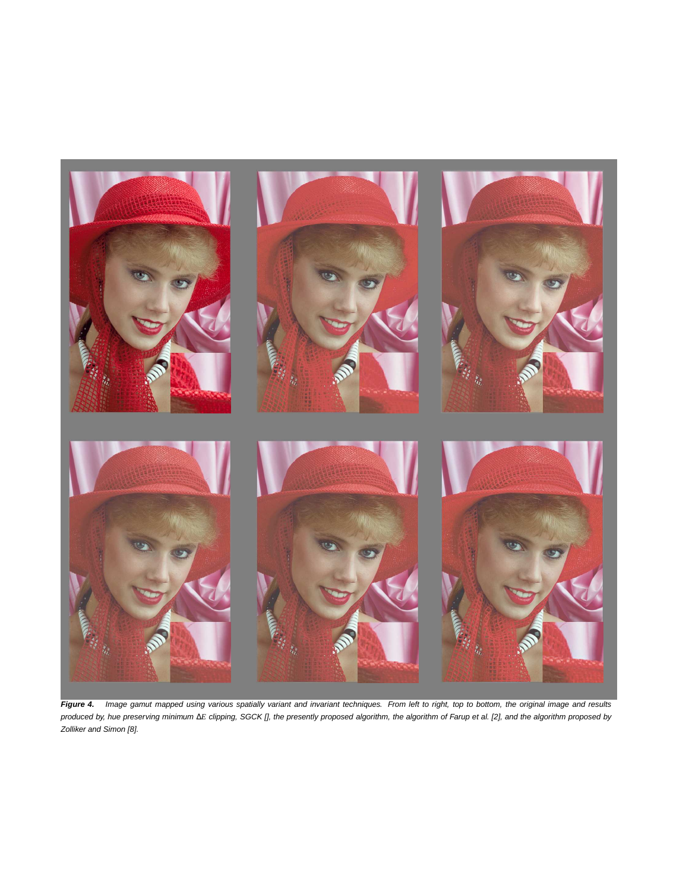***Figure 4.*** *Image gamut mapped using various spatially variant and invariant techniques. From left to right, top to bottom, the original image and results produced by, hue preserving minimum $\Delta E$ clipping, SGCK [], the presently proposed algorithm, the algorithm of Farup et al. [2], and the algorithm proposed by Zolliker and Simon [8].*